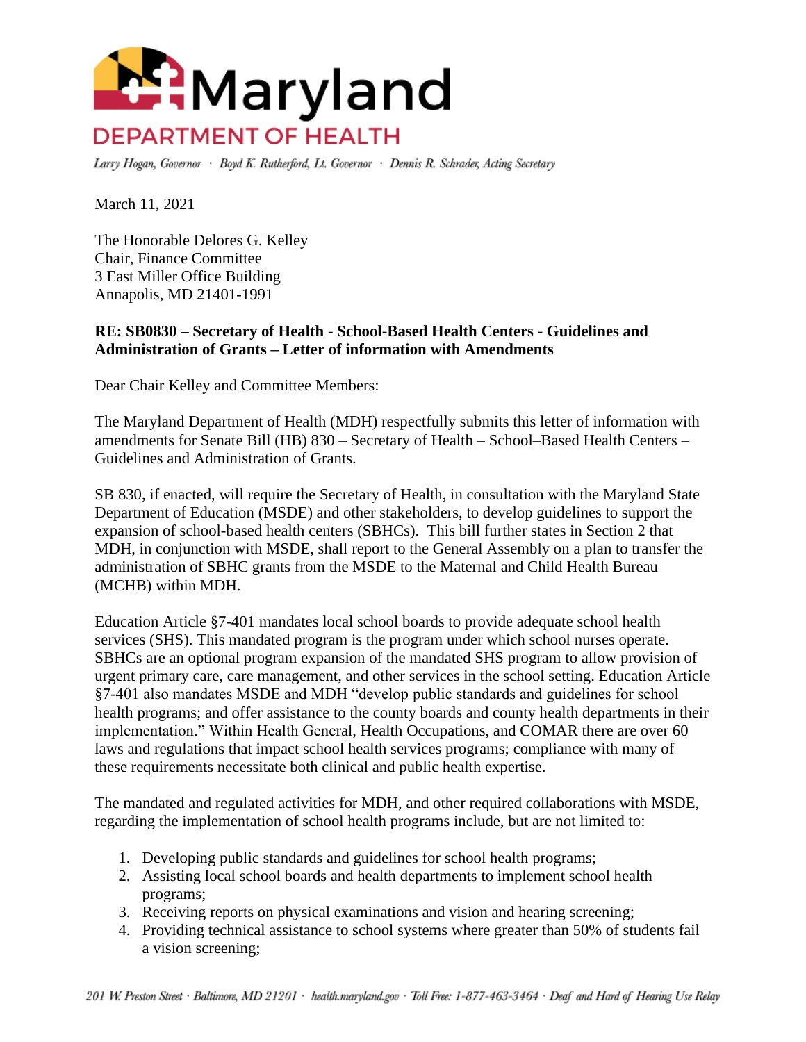# Maryland

## DEPARTMENT OF HEALTH

*Larry Hogan, Governor · Boyd K. Rutherford, Lt. Governor · Dennis R. Schrader, Acting Secretary*

March 11, 2021

The Honorable Delores G. Kelley
Chair, Finance Committee
3 East Miller Office Building
Annapolis, MD 21401-1991

**RE: SB0830 – Secretary of Health - School-Based Health Centers - Guidelines and Administration of Grants – Letter of information with Amendments**

Dear Chair Kelley and Committee Members:

The Maryland Department of Health (MDH) respectfully submits this letter of information with amendments for Senate Bill (HB) 830 – Secretary of Health – School–Based Health Centers – Guidelines and Administration of Grants.

SB 830, if enacted, will require the Secretary of Health, in consultation with the Maryland State Department of Education (MSDE) and other stakeholders, to develop guidelines to support the expansion of school-based health centers (SBHCs). This bill further states in Section 2 that MDH, in conjunction with MSDE, shall report to the General Assembly on a plan to transfer the administration of SBHC grants from the MSDE to the Maternal and Child Health Bureau (MCHB) within MDH.

Education Article §7-401 mandates local school boards to provide adequate school health services (SHS). This mandated program is the program under which school nurses operate. SBHCs are an optional program expansion of the mandated SHS program to allow provision of urgent primary care, care management, and other services in the school setting. Education Article §7-401 also mandates MSDE and MDH "develop public standards and guidelines for school health programs; and offer assistance to the county boards and county health departments in their implementation." Within Health General, Health Occupations, and COMAR there are over 60 laws and regulations that impact school health services programs; compliance with many of these requirements necessitate both clinical and public health expertise.

The mandated and regulated activities for MDH, and other required collaborations with MSDE, regarding the implementation of school health programs include, but are not limited to:

1. Developing public standards and guidelines for school health programs;
2. Assisting local school boards and health departments to implement school health programs;
3. Receiving reports on physical examinations and vision and hearing screening;
4. Providing technical assistance to school systems where greater than 50% of students fail a vision screening;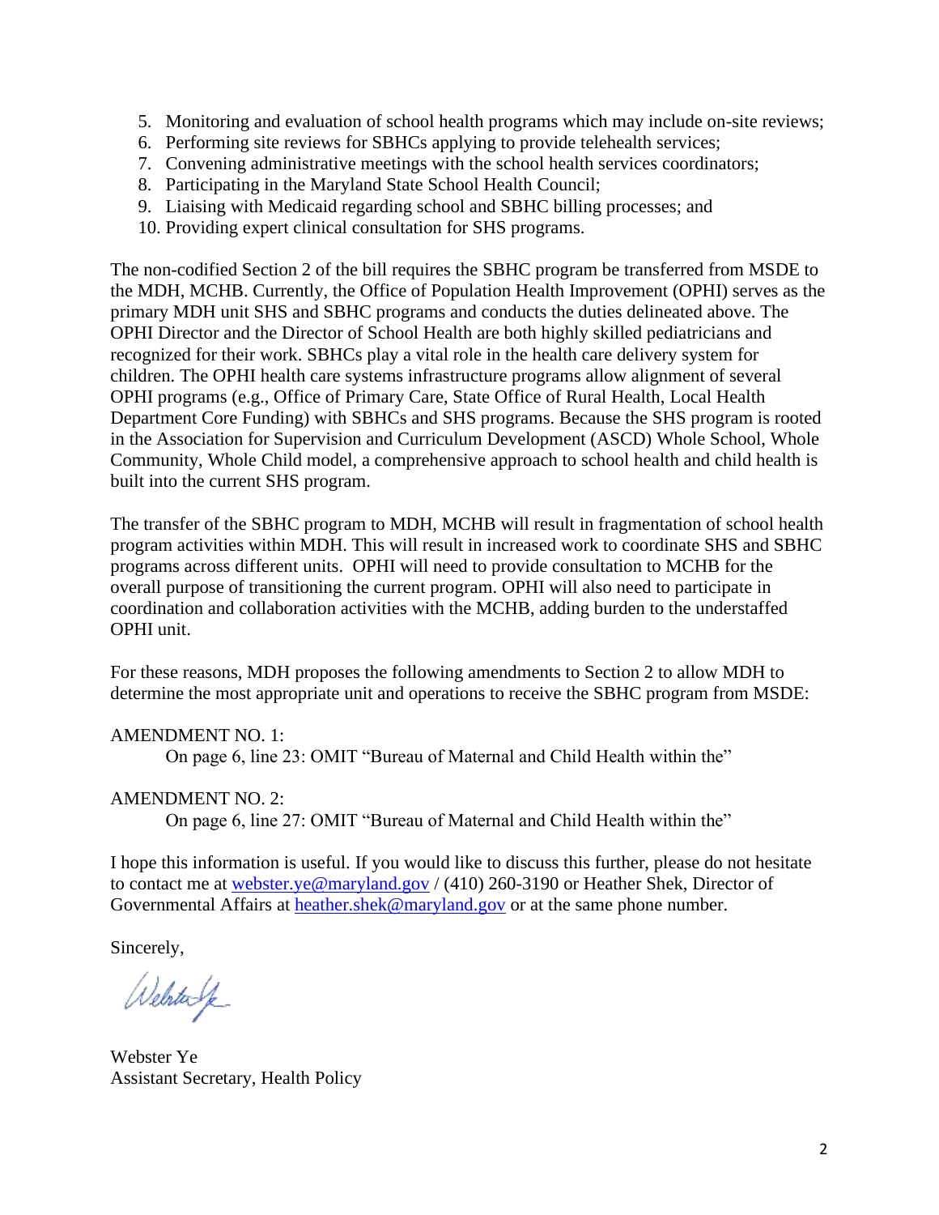5. Monitoring and evaluation of school health programs which may include on-site reviews;
6. Performing site reviews for SBHCs applying to provide telehealth services;
7. Convening administrative meetings with the school health services coordinators;
8. Participating in the Maryland State School Health Council;
9. Liaising with Medicaid regarding school and SBHC billing processes; and
10. Providing expert clinical consultation for SHS programs.

The non-codified Section 2 of the bill requires the SBHC program be transferred from MSDE to the MDH, MCHB. Currently, the Office of Population Health Improvement (OPHI) serves as the primary MDH unit SHS and SBHC programs and conducts the duties delineated above. The OPHI Director and the Director of School Health are both highly skilled pediatricians and recognized for their work. SBHCs play a vital role in the health care delivery system for children. The OPHI health care systems infrastructure programs allow alignment of several OPHI programs (e.g., Office of Primary Care, State Office of Rural Health, Local Health Department Core Funding) with SBHCs and SHS programs. Because the SHS program is rooted in the Association for Supervision and Curriculum Development (ASCD) Whole School, Whole Community, Whole Child model, a comprehensive approach to school health and child health is built into the current SHS program.

The transfer of the SBHC program to MDH, MCHB will result in fragmentation of school health program activities within MDH. This will result in increased work to coordinate SHS and SBHC programs across different units. OPHI will need to provide consultation to MCHB for the overall purpose of transitioning the current program. OPHI will also need to participate in coordination and collaboration activities with the MCHB, adding burden to the understaffed OPHI unit.

For these reasons, MDH proposes the following amendments to Section 2 to allow MDH to determine the most appropriate unit and operations to receive the SBHC program from MSDE:

AMENDMENT NO. 1:

On page 6, line 23: OMIT "Bureau of Maternal and Child Health within the"

AMENDMENT NO. 2:

On page 6, line 27: OMIT "Bureau of Maternal and Child Health within the"

I hope this information is useful. If you would like to discuss this further, please do not hesitate to contact me at webster.ye@maryland.gov / (410) 260-3190 or Heather Shek, Director of Governmental Affairs at heather.shek@maryland.gov or at the same phone number.

Sincerely,

Webster Ye
Assistant Secretary, Health Policy